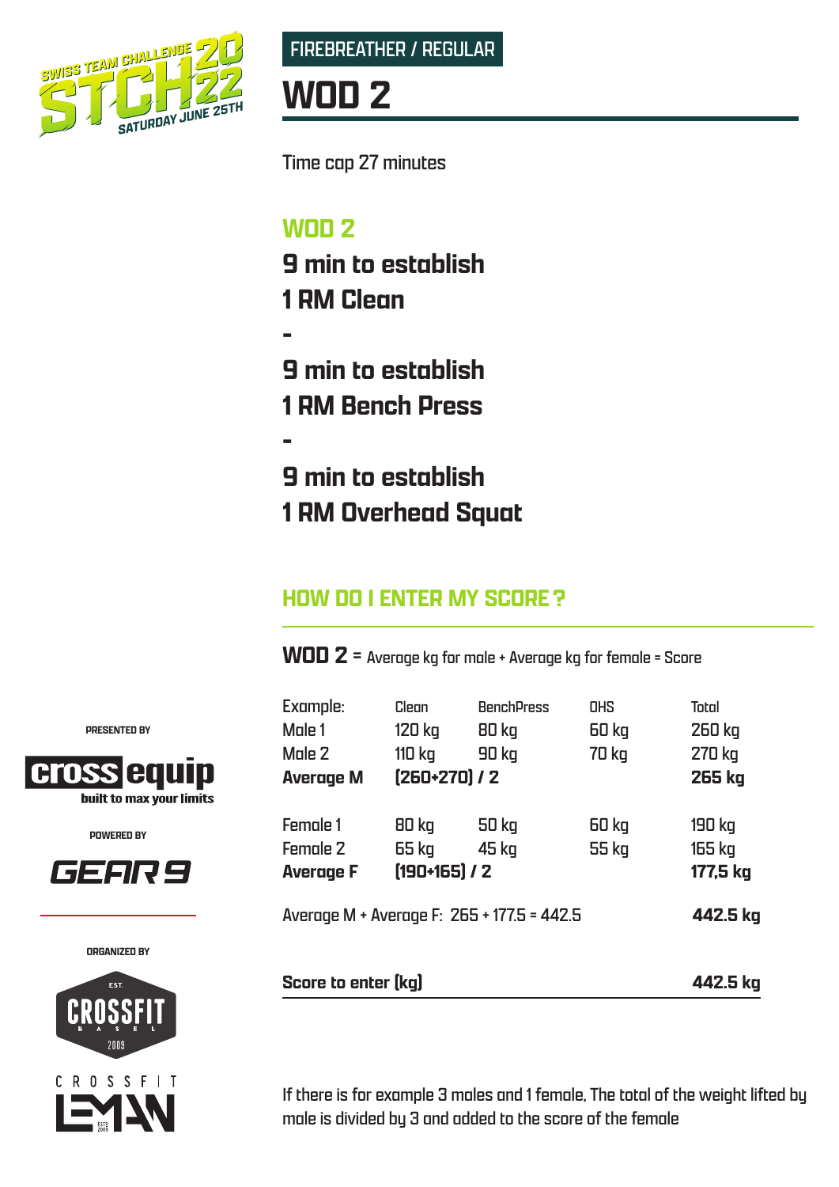SWISS TEAM CHALLENGE 2022 — STCH — SATURDAY JUNE 25TH

FIREBREATHER / REGULAR

# WOD 2

Time cap 27 minutes

## WOD 2

**9 min to establish**
**1 RM Clean**

**-**

**9 min to establish**
**1 RM Bench Press**

**-**

**9 min to establish**
**1 RM Overhead Squat**

## HOW DO I ENTER MY SCORE ?

**WOD 2** = Average kg for male + Average kg for female = Score

| Example: | Clean | BenchPress | OHS | Total |
|---|---|---|---|---|
| Male 1 | 120 kg | 80 kg | 60 kg | 260 kg |
| Male 2 | 110 kg | 90 kg | 70 kg | 270 kg |
| **Average M** | **(260+270) / 2** | | | **265 kg** |
| Female 1 | 80 kg | 50 kg | 60 kg | 190 kg |
| Female 2 | 65 kg | 45 kg | 55 kg | 165 kg |
| **Average F** | **(190+165) / 2** | | | **177,5 kg** |
| Average M + Average F: 265 + 177.5 = 442.5 | | | | **442.5 kg** |
| **Score to enter (kg)** | | | | **442.5 kg** |

If there is for example 3 males and 1 female, The total of the weight lifted by male is divided by 3 and added to the score of the female

PRESENTED BY

cross equip — built to max your limits

POWERED BY

GEAR 9

ORGANIZED BY

CROSSFIT BASEL — EST. 2009

CROSSFIT LEMAN — EST. 2009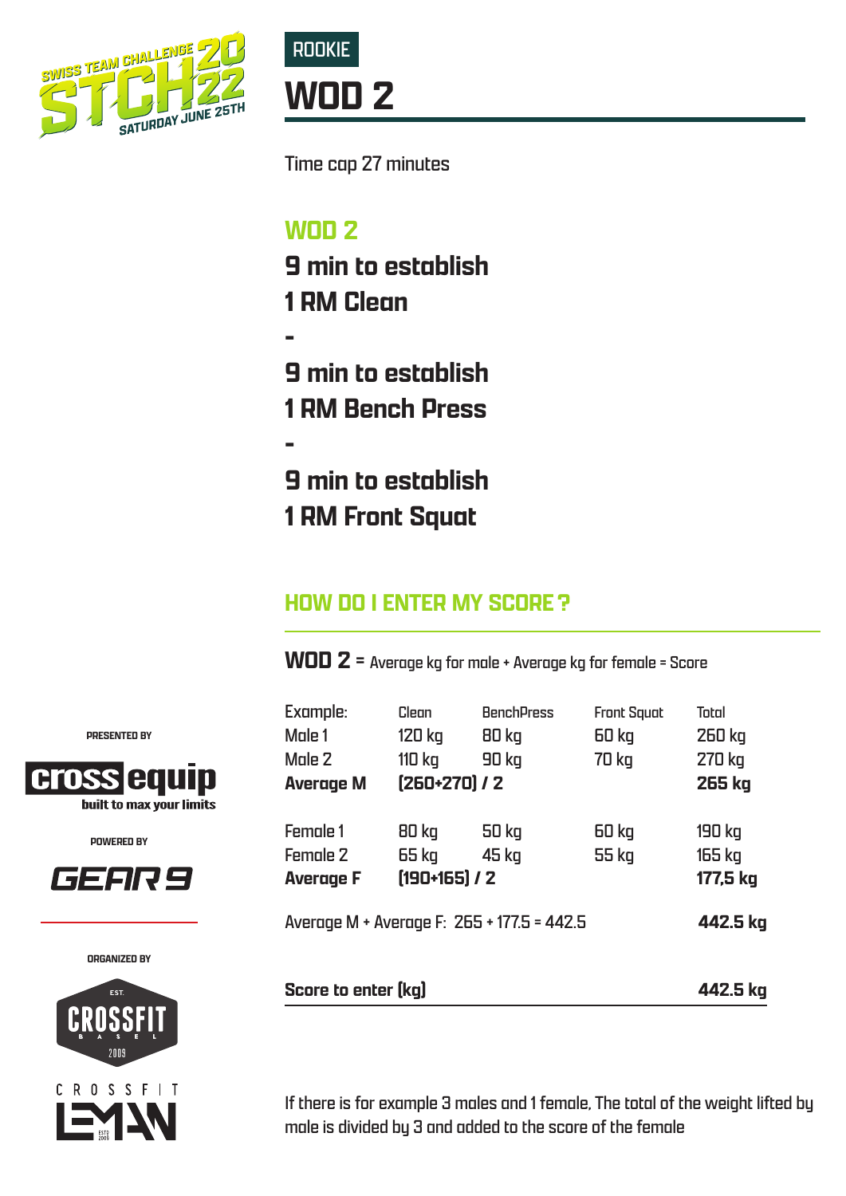ROOKIE

# WOD 2

Time cap 27 minutes

## WOD 2

**9 min to establish**
**1 RM Clean**

**-**

**9 min to establish**
**1 RM Bench Press**

**-**

**9 min to establish**
**1 RM Front Squat**

## HOW DO I ENTER MY SCORE ?

**WOD 2** = Average kg for male + Average kg for female = Score

| Example: | Clean | BenchPress | Front Squat | Total |
|---|---|---|---|---|
| Male 1 | 120 kg | 80 kg | 60 kg | 260 kg |
| Male 2 | 110 kg | 90 kg | 70 kg | 270 kg |
| **Average M** | **(260+270) / 2** | | | **265 kg** |
| Female 1 | 80 kg | 50 kg | 60 kg | 190 kg |
| Female 2 | 65 kg | 45 kg | 55 kg | 165 kg |
| **Average F** | **(190+165) / 2** | | | **177,5 kg** |

Average M + Average F: 265 + 177.5 = 442.5 — **442.5 kg**

**Score to enter (kg)** — **442.5 kg**

If there is for example 3 males and 1 female, The total of the weight lifted by male is divided by 3 and added to the score of the female

PRESENTED BY

cross equip
built to max your limits

POWERED BY

GEAR 9

ORGANIZED BY

EST. CROSSFIT BASEL 2009

CROSSFIT LEMAN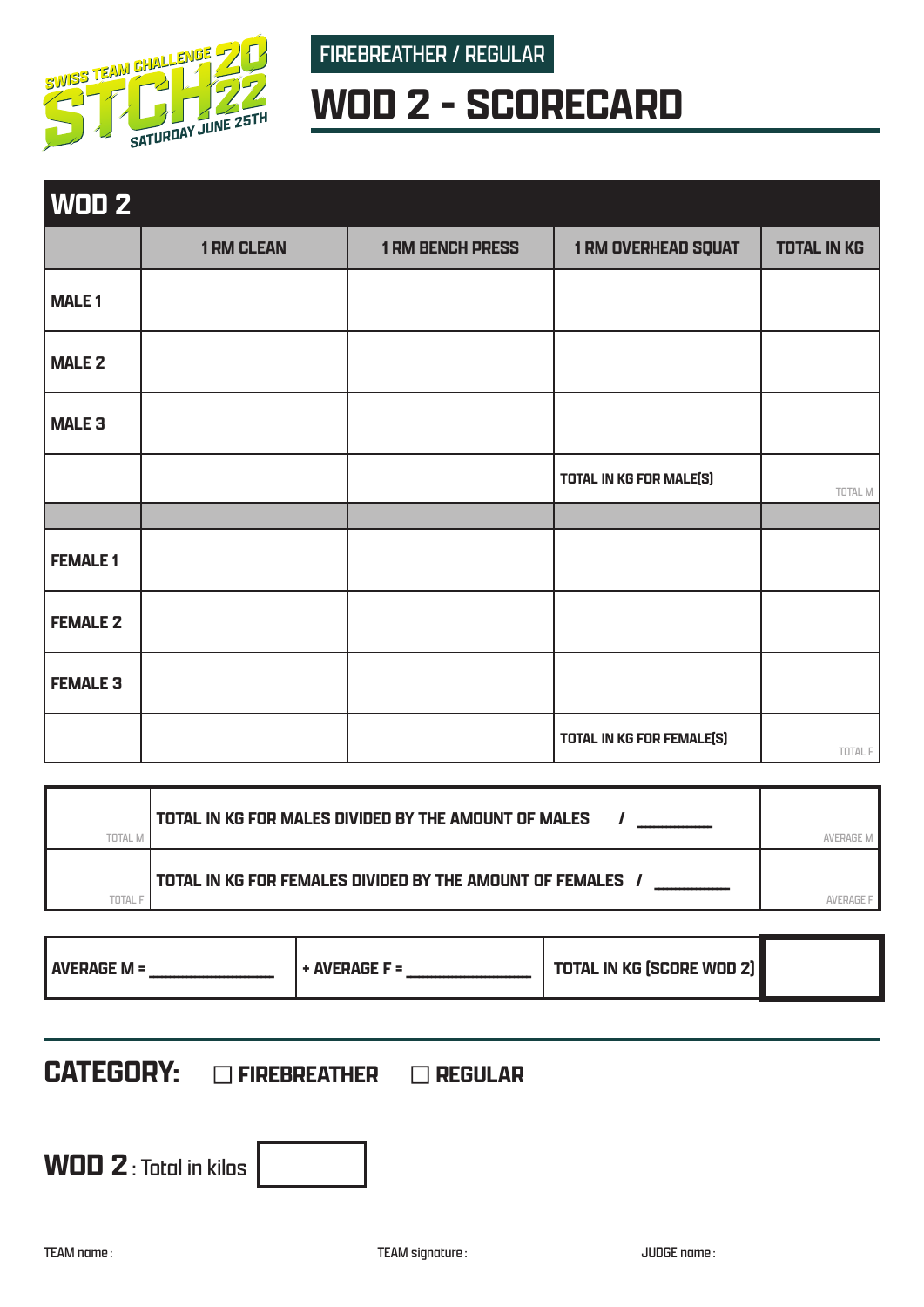SWISS TEAM CHALLENGE 2022 STCH22 SATURDAY JUNE 25TH

FIREBREATHER / REGULAR

# WOD 2 - SCORECARD

| WOD 2 | | | | |
|---|---|---|---|---|
| | 1 RM CLEAN | 1 RM BENCH PRESS | 1 RM OVERHEAD SQUAT | TOTAL IN KG |
| **MALE 1** | | | | |
| **MALE 2** | | | | |
| **MALE 3** | | | | |
| | | | **TOTAL IN KG FOR MALE(S)** | TOTAL M |
| | | | | |
| **FEMALE 1** | | | | |
| **FEMALE 2** | | | | |
| **FEMALE 3** | | | | |
| | | | **TOTAL IN KG FOR FEMALE(S)** | TOTAL F |

| | | |
|---|---|---|
| TOTAL M | **TOTAL IN KG FOR MALES DIVIDED BY THE AMOUNT OF MALES / ________** | AVERAGE M |
| TOTAL F | **TOTAL IN KG FOR FEMALES DIVIDED BY THE AMOUNT OF FEMALES / ________** | AVERAGE F |

| | | | |
|---|---|---|---|
| **AVERAGE M = ____________** | **+ AVERAGE F = ____________** | **TOTAL IN KG (SCORE WOD 2)** | |

## CATEGORY: ☐ FIREBREATHER ☐ REGULAR

**WOD 2**: Total in kilos ☐

TEAM name:

TEAM signature:

JUDGE name: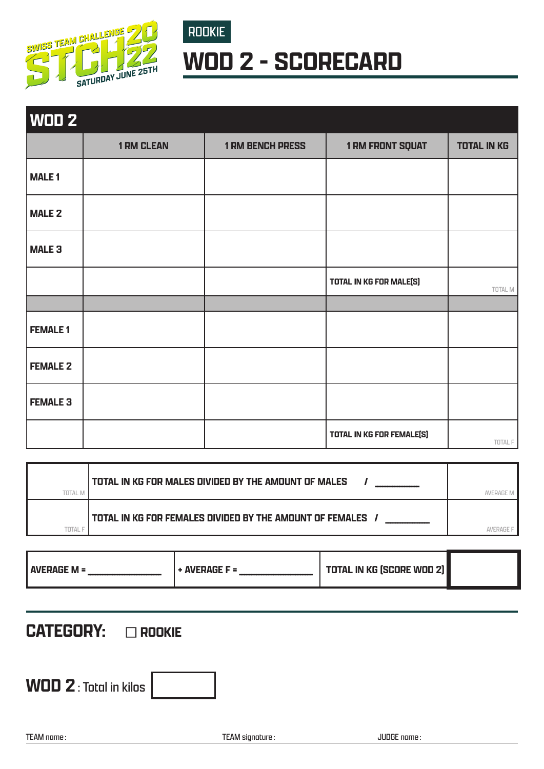SWISS TEAM CHALLENGE 2022 STCH SATURDAY JUNE 25TH

ROOKIE

# WOD 2 - SCORECARD

| WOD 2 | | | | |
|---|---|---|---|---|
| | 1 RM CLEAN | 1 RM BENCH PRESS | 1 RM FRONT SQUAT | TOTAL IN KG |
| MALE 1 | | | | |
| MALE 2 | | | | |
| MALE 3 | | | | |
| | | | TOTAL IN KG FOR MALE(S) | TOTAL M |
| | | | | |
| FEMALE 1 | | | | |
| FEMALE 2 | | | | |
| FEMALE 3 | | | | |
| | | | TOTAL IN KG FOR FEMALE(S) | TOTAL F |

| | | |
|---|---|---|
| TOTAL M | TOTAL IN KG FOR MALES DIVIDED BY THE AMOUNT OF MALES / ________ | AVERAGE M |
| TOTAL F | TOTAL IN KG FOR FEMALES DIVIDED BY THE AMOUNT OF FEMALES / ________ | AVERAGE F |

| | | | |
|---|---|---|---|
| AVERAGE M = ____________ | + AVERAGE F = ____________ | TOTAL IN KG (SCORE WOD 2) | |

## CATEGORY: ☐ ROOKIE

**WOD 2** : Total in kilos [ ]

TEAM name : TEAM signature : JUDGE name :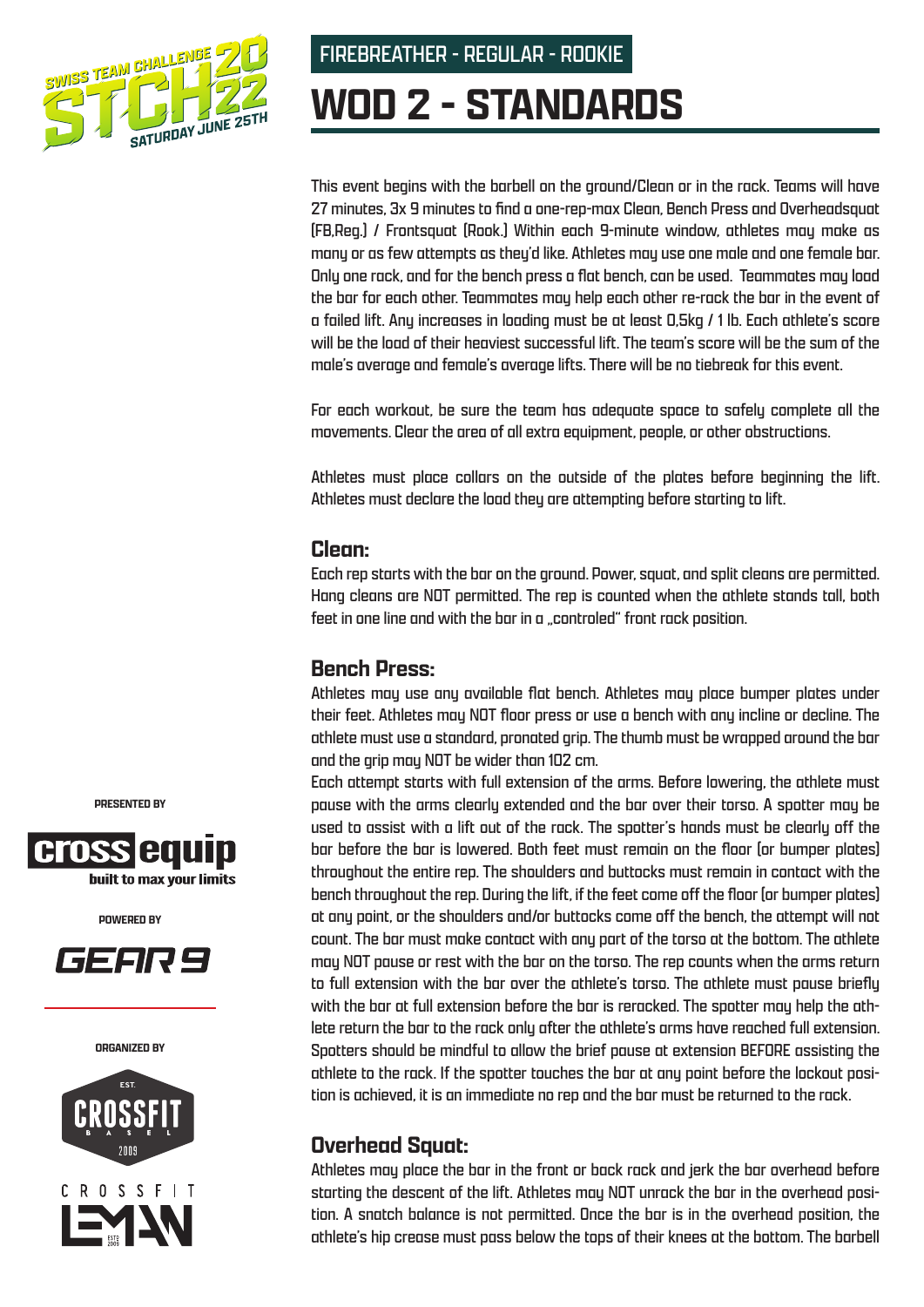FIREBREATHER - REGULAR - ROOKIE

# WOD 2 - STANDARDS

This event begins with the barbell on the ground/Clean or in the rack. Teams will have 27 minutes, 3x 9 minutes to find a one-rep-max Clean, Bench Press and Overheadsquat (FB,Reg.) / Frontsquat (Rook.) Within each 9-minute window, athletes may make as many or as few attempts as they'd like. Athletes may use one male and one female bar. Only one rack, and for the bench press a flat bench, can be used. Teammates may load the bar for each other. Teammates may help each other re-rack the bar in the event of a failed lift. Any increases in loading must be at least 0,5kg / 1 lb. Each athlete's score will be the load of their heaviest successful lift. The team's score will be the sum of the male's average and female's average lifts. There will be no tiebreak for this event.

For each workout, be sure the team has adequate space to safely complete all the movements. Clear the area of all extra equipment, people, or other obstructions.

Athletes must place collars on the outside of the plates before beginning the lift. Athletes must declare the load they are attempting before starting to lift.

## Clean:

Each rep starts with the bar on the ground. Power, squat, and split cleans are permitted. Hang cleans are NOT permitted. The rep is counted when the athlete stands tall, both feet in one line and with the bar in a „controled" front rack position.

## Bench Press:

Athletes may use any available flat bench. Athletes may place bumper plates under their feet. Athletes may NOT floor press or use a bench with any incline or decline. The athlete must use a standard, pronated grip. The thumb must be wrapped around the bar and the grip may NOT be wider than 102 cm.

Each attempt starts with full extension of the arms. Before lowering, the athlete must pause with the arms clearly extended and the bar over their torso. A spotter may be used to assist with a lift out of the rack. The spotter's hands must be clearly off the bar before the bar is lowered. Both feet must remain on the floor (or bumper plates) throughout the entire rep. The shoulders and buttocks must remain in contact with the bench throughout the rep. During the lift, if the feet come off the floor (or bumper plates) at any point, or the shoulders and/or buttocks come off the bench, the attempt will not count. The bar must make contact with any part of the torso at the bottom. The athlete may NOT pause or rest with the bar on the torso. The rep counts when the arms return to full extension with the bar over the athlete's torso. The athlete must pause briefly with the bar at full extension before the bar is reracked. The spotter may help the athlete return the bar to the rack only after the athlete's arms have reached full extension. Spotters should be mindful to allow the brief pause at extension BEFORE assisting the athlete to the rack. If the spotter touches the bar at any point before the lockout position is achieved, it is an immediate no rep and the bar must be returned to the rack.

## Overhead Squat:

Athletes may place the bar in the front or back rack and jerk the bar overhead before starting the descent of the lift. Athletes may NOT unrack the bar in the overhead position. A snatch balance is not permitted. Once the bar is in the overhead position, the athlete's hip crease must pass below the tops of their knees at the bottom. The barbell

PRESENTED BY

POWERED BY

ORGANIZED BY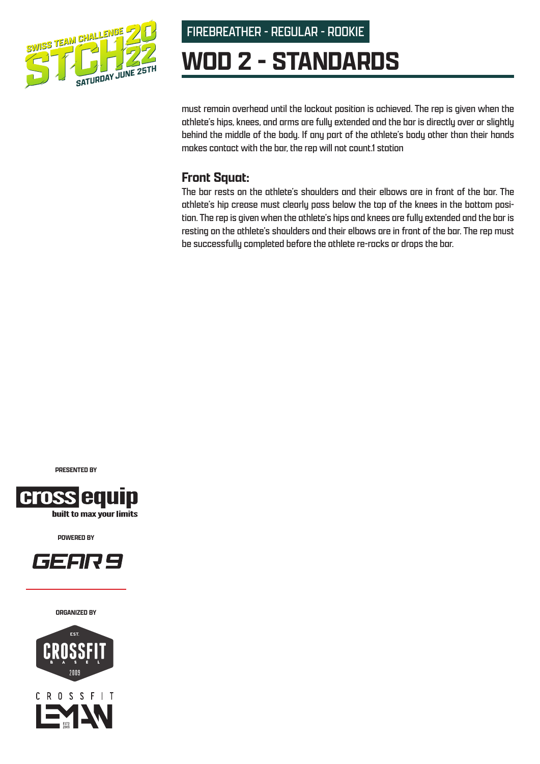must remain overhead until the lockout position is achieved. The rep is given when the athlete's hips, knees, and arms are fully extended and the bar is directly over or slightly behind the middle of the body. If any part of the athlete's body other than their hands makes contact with the bar, the rep will not count.1 station

### Front Squat:

The bar rests on the athlete's shoulders and their elbows are in front of the bar. The athlete's hip crease must clearly pass below the top of the knees in the bottom position. The rep is given when the athlete's hips and knees are fully extended and the bar is resting on the athlete's shoulders and their elbows are in front of the bar. The rep must be successfully completed before the athlete re-racks or drops the bar.

PRESENTED BY

cross equip
built to max your limits

POWERED BY

GEAR 9

ORGANIZED BY

EST. CROSSFIT BASEL 2009

CROSSFIT LEMAN ESTD 2009